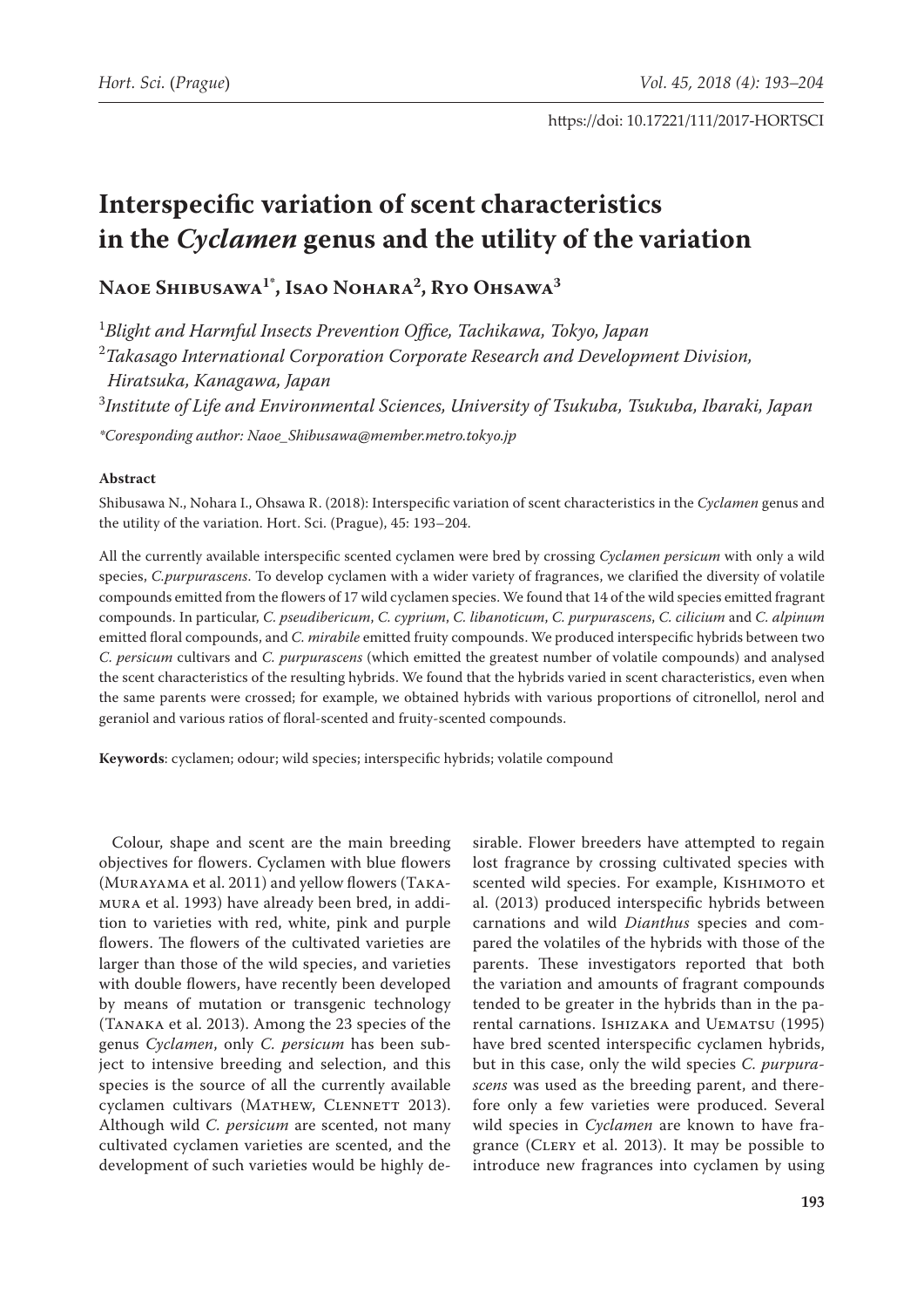https://doi: 10.17221/111/2017-HORTSCI

# Interspecific variation of scent characteristics in the *Cyclamen* genus and the utility of the variation

**Naoe Shibusawa[1*], Isao Nohara[2], Ryo Ohsawa[3]**

[1]*Blight and Harmful Insects Prevention Office, Tachikawa, Tokyo, Japan*

[2]*Takasago International Corporation Corporate Research and Development Division, Hiratsuka, Kanagawa, Japan*

[3]*Institute of Life and Environmental Sciences, University of Tsukuba, Tsukuba, Ibaraki, Japan*

*\*Coresponding author: Naoe_Shibusawa@member.metro.tokyo.jp*

**Abstract**

Shibusawa N., Nohara I., Ohsawa R. (2018): Interspecific variation of scent characteristics in the *Cyclamen* genus and the utility of the variation. Hort. Sci. (Prague), 45: 193–204.

All the currently available interspecific scented cyclamen were bred by crossing *Cyclamen persicum* with only a wild species, *C.purpurascens*. To develop cyclamen with a wider variety of fragrances, we clarified the diversity of volatile compounds emitted from the flowers of 17 wild cyclamen species. We found that 14 of the wild species emitted fragrant compounds. In particular, *C. pseudibericum*, *C. cyprium*, *C. libanoticum*, *C. purpurascens*, *C. cilicium* and *C. alpinum* emitted floral compounds, and *C. mirabile* emitted fruity compounds. We produced interspecific hybrids between two *C. persicum* cultivars and *C. purpurascens* (which emitted the greatest number of volatile compounds) and analysed the scent characteristics of the resulting hybrids. We found that the hybrids varied in scent characteristics, even when the same parents were crossed; for example, we obtained hybrids with various proportions of citronellol, nerol and geraniol and various ratios of floral-scented and fruity-scented compounds.

**Keywords**: cyclamen; odour; wild species; interspecific hybrids; volatile compound

Colour, shape and scent are the main breeding objectives for flowers. Cyclamen with blue flowers (Murayama et al. 2011) and yellow flowers (Takamura et al. 1993) have already been bred, in addition to varieties with red, white, pink and purple flowers. The flowers of the cultivated varieties are larger than those of the wild species, and varieties with double flowers, have recently been developed by means of mutation or transgenic technology (Tanaka et al. 2013). Among the 23 species of the genus *Cyclamen*, only *C. persicum* has been subject to intensive breeding and selection, and this species is the source of all the currently available cyclamen cultivars (Mathew, Clennett 2013). Although wild *C. persicum* are scented, not many cultivated cyclamen varieties are scented, and the development of such varieties would be highly desirable. Flower breeders have attempted to regain lost fragrance by crossing cultivated species with scented wild species. For example, Kishimoto et al. (2013) produced interspecific hybrids between carnations and wild *Dianthus* species and compared the volatiles of the hybrids with those of the parents. These investigators reported that both the variation and amounts of fragrant compounds tended to be greater in the hybrids than in the parental carnations. Ishizaka and Uematsu (1995) have bred scented interspecific cyclamen hybrids, but in this case, only the wild species *C. purpurascens* was used as the breeding parent, and therefore only a few varieties were produced. Several wild species in *Cyclamen* are known to have fragrance (Clery et al. 2013). It may be possible to introduce new fragrances into cyclamen by using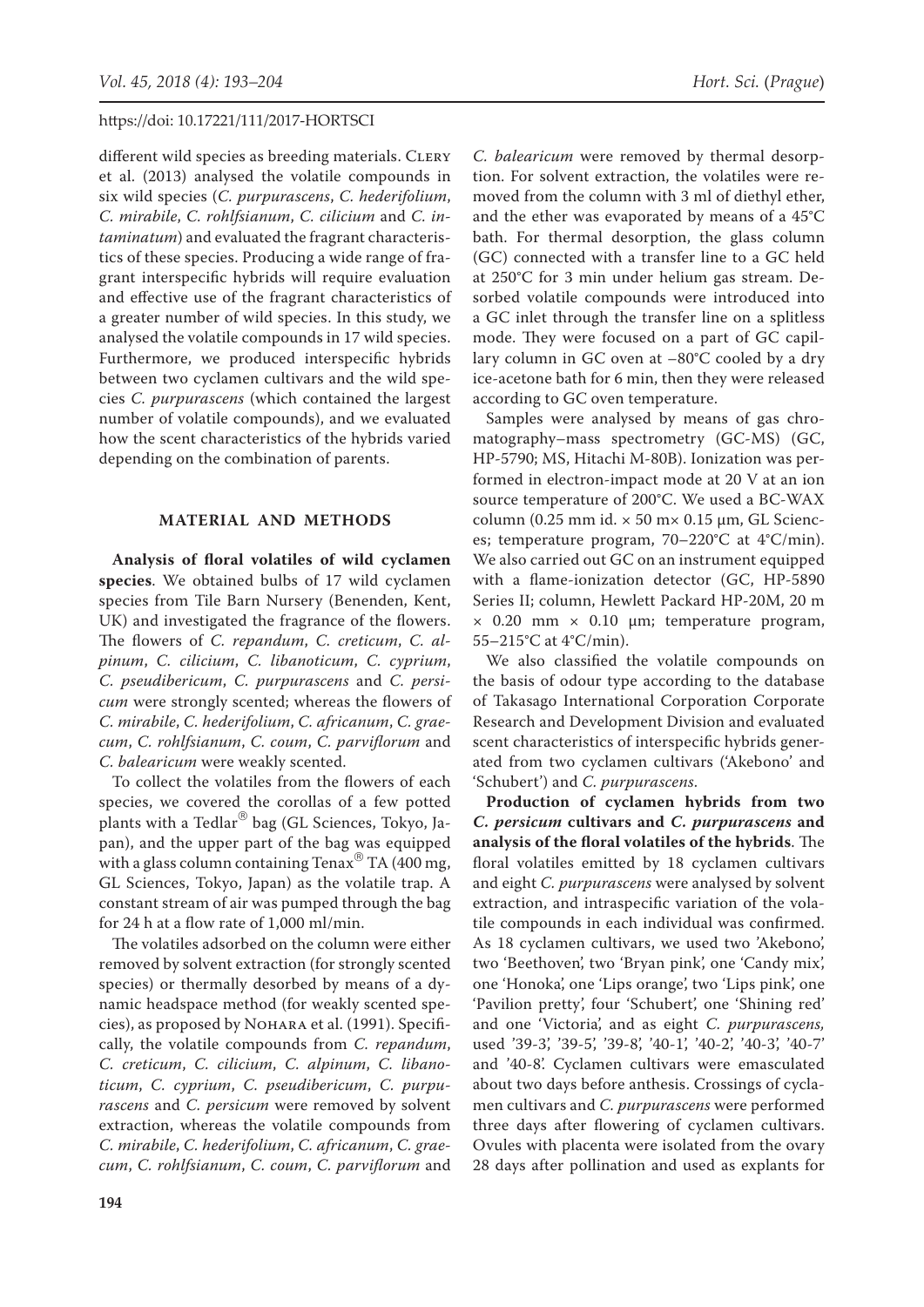different wild species as breeding materials. Clery et al. (2013) analysed the volatile compounds in six wild species (*C. purpurascens*, *C. hederifolium*, *C. mirabile*, *C. rohlfsianum*, *C. cilicium* and *C. intaminatum*) and evaluated the fragrant characteristics of these species. Producing a wide range of fragrant interspecific hybrids will require evaluation and effective use of the fragrant characteristics of a greater number of wild species. In this study, we analysed the volatile compounds in 17 wild species. Furthermore, we produced interspecific hybrids between two cyclamen cultivars and the wild species *C. purpurascens* (which contained the largest number of volatile compounds), and we evaluated how the scent characteristics of the hybrids varied depending on the combination of parents.

## MATERIAL AND METHODS

**Analysis of floral volatiles of wild cyclamen species**. We obtained bulbs of 17 wild cyclamen species from Tile Barn Nursery (Benenden, Kent, UK) and investigated the fragrance of the flowers. The flowers of *C. repandum*, *C. creticum*, *C. alpinum*, *C. cilicium*, *C. libanoticum*, *C. cyprium*, *C. pseudibericum*, *C. purpurascens* and *C. persicum* were strongly scented; whereas the flowers of *C. mirabile*, *C. hederifolium*, *C. africanum*, *C. graecum*, *C. rohlfsianum*, *C. coum*, *C. parviflorum* and *C. balearicum* were weakly scented.

To collect the volatiles from the flowers of each species, we covered the corollas of a few potted plants with a Tedlar® bag (GL Sciences, Tokyo, Japan), and the upper part of the bag was equipped with a glass column containing Tenax® TA (400 mg, GL Sciences, Tokyo, Japan) as the volatile trap. A constant stream of air was pumped through the bag for 24 h at a flow rate of 1,000 ml/min.

The volatiles adsorbed on the column were either removed by solvent extraction (for strongly scented species) or thermally desorbed by means of a dynamic headspace method (for weakly scented species), as proposed by Nohara et al. (1991). Specifically, the volatile compounds from *C. repandum*, *C. creticum*, *C. cilicium*, *C. alpinum*, *C. libanoticum*, *C. cyprium*, *C. pseudibericum*, *C. purpurascens* and *C. persicum* were removed by solvent extraction, whereas the volatile compounds from *C. mirabile*, *C. hederifolium*, *C. africanum*, *C. graecum*, *C. rohlfsianum*, *C. coum*, *C. parviflorum* and *C. balearicum* were removed by thermal desorption. For solvent extraction, the volatiles were removed from the column with 3 ml of diethyl ether, and the ether was evaporated by means of a 45°C bath. For thermal desorption, the glass column (GC) connected with a transfer line to a GC held at 250°C for 3 min under helium gas stream. Desorbed volatile compounds were introduced into a GC inlet through the transfer line on a splitless mode. They were focused on a part of GC capillary column in GC oven at –80°C cooled by a dry ice-acetone bath for 6 min, then they were released according to GC oven temperature.

Samples were analysed by means of gas chromatography–mass spectrometry (GC-MS) (GC, HP-5790; MS, Hitachi M-80B). Ionization was performed in electron-impact mode at 20 V at an ion source temperature of 200°C. We used a BC-WAX column (0.25 mm id. × 50 m× 0.15 µm, GL Sciences; temperature program, 70–220°C at 4°C/min). We also carried out GC on an instrument equipped with a flame-ionization detector (GC, HP-5890 Series II; column, Hewlett Packard HP-20M, 20 m × 0.20 mm × 0.10 µm; temperature program, 55–215°C at 4°C/min).

We also classified the volatile compounds on the basis of odour type according to the database of Takasago International Corporation Corporate Research and Development Division and evaluated scent characteristics of interspecific hybrids generated from two cyclamen cultivars ('Akebono' and 'Schubert') and *C. purpurascens.*

**Production of cyclamen hybrids from two *C. persicum* cultivars and *C. purpurascens* and analysis of the floral volatiles of the hybrids**. The floral volatiles emitted by 18 cyclamen cultivars and eight *C. purpurascens* were analysed by solvent extraction, and intraspecific variation of the volatile compounds in each individual was confirmed. As 18 cyclamen cultivars, we used two 'Akebono', two 'Beethoven', two 'Bryan pink', one 'Candy mix', one 'Honoka', one 'Lips orange', two 'Lips pink', one 'Pavilion pretty', four 'Schubert', one 'Shining red' and one 'Victoria', and as eight *C. purpurascens,* used '39-3', '39-5', '39-8', '40-1', '40-2', '40-3', '40-7' and '40-8'. Cyclamen cultivars were emasculated about two days before anthesis. Crossings of cyclamen cultivars and *C. purpurascens* were performed three days after flowering of cyclamen cultivars. Ovules with placenta were isolated from the ovary 28 days after pollination and used as explants for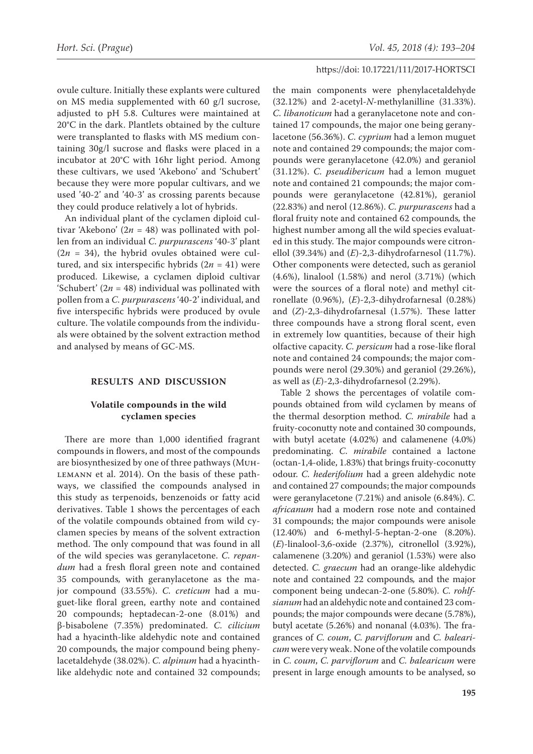ovule culture. Initially these explants were cultured on MS media supplemented with 60 g/l sucrose, adjusted to pH 5.8. Cultures were maintained at 20°C in the dark. Plantlets obtained by the culture were transplanted to flasks with MS medium containing 30g/l sucrose and flasks were placed in a incubator at 20°C with 16hr light period. Among these cultivars, we used 'Akebono' and 'Schubert' because they were more popular cultivars, and we used '40-2' and '40-3' as crossing parents because they could produce relatively a lot of hybrids.

An individual plant of the cyclamen diploid cultivar 'Akebono' ($2n$ = 48) was pollinated with pollen from an individual *C. purpurascens* '40-3' plant ($2n$ = 34), the hybrid ovules obtained were cultured, and six interspecific hybrids ($2n$ = 41) were produced. Likewise, a cyclamen diploid cultivar 'Schubert' ($2n$ = 48) individual was pollinated with pollen from a *C. purpurascens* '40-2' individual, and five interspecific hybrids were produced by ovule culture. The volatile compounds from the individuals were obtained by the solvent extraction method and analysed by means of GC-MS.

## RESULTS AND DISCUSSION

### Volatile compounds in the wild cyclamen species

There are more than 1,000 identified fragrant compounds in flowers, and most of the compounds are biosynthesized by one of three pathways (Muhlemann et al. 2014). On the basis of these pathways, we classified the compounds analysed in this study as terpenoids, benzenoids or fatty acid derivatives. Table 1 shows the percentages of each of the volatile compounds obtained from wild cyclamen species by means of the solvent extraction method. The only compound that was found in all of the wild species was geranylacetone. *C. repandum* had a fresh floral green note and contained 35 compounds, with geranylacetone as the major compound (33.55%). *C. creticum* had a muguet-like floral green, earthy note and contained 20 compounds; heptadecan-2-one (8.01%) and β-bisabolene (7.35%) predominated. *C. cilicium* had a hyacinth-like aldehydic note and contained 20 compounds, the major compound being phenylacetaldehyde (38.02%). *C. alpinum* had a hyacinth-like aldehydic note and contained 32 compounds; the main components were phenylacetaldehyde (32.12%) and 2-acetyl-*N*-methylanilline (31.33%). *C. libanoticum* had a geranylacetone note and contained 17 compounds, the major one being geranylacetone (56.36%). *C. cyprium* had a lemon muguet note and contained 29 compounds; the major compounds were geranylacetone (42.0%) and geraniol (31.12%). *C. pseudibericum* had a lemon muguet note and contained 21 compounds; the major compounds were geranylacetone (42.81%), geraniol (22.83%) and nerol (12.86%). *C. purpurascens* had a floral fruity note and contained 62 compounds, the highest number among all the wild species evaluated in this study. The major compounds were citronellol (39.34%) and (*E*)-2,3-dihydrofarnesol (11.7%). Other components were detected, such as geraniol (4.6%), linalool (1.58%) and nerol (3.71%) (which were the sources of a floral note) and methyl citronellate (0.96%), (*E*)-2,3-dihydrofarnesal (0.28%) and (*Z*)-2,3-dihydrofarnesal (1.57%). These latter three compounds have a strong floral scent, even in extremely low quantities, because of their high olfactive capacity. *C. persicum* had a rose-like floral note and contained 24 compounds; the major compounds were nerol (29.30%) and geraniol (29.26%), as well as (*E*)-2,3-dihydrofarnesol (2.29%).

Table 2 shows the percentages of volatile compounds obtained from wild cyclamen by means of the thermal desorption method. *C. mirabile* had a fruity-coconutty note and contained 30 compounds, with butyl acetate (4.02%) and calamenene (4.0%) predominating. *C. mirabile* contained a lactone (octan-1,4-olide, 1.83%) that brings fruity-coconutty odour. *C. hederifolium* had a green aldehydic note and contained 27 compounds; the major compounds were geranylacetone (7.21%) and anisole (6.84%). *C. africanum* had a modern rose note and contained 31 compounds; the major compounds were anisole (12.40%) and 6-methyl-5-heptan-2-one (8.20%). (*E*)-linalool-3,6-oxide (2.37%), citronellol (3.92%), calamenene (3.20%) and geraniol (1.53%) were also detected. *C. graecum* had an orange-like aldehydic note and contained 22 compounds, and the major component being undecan-2-one (5.80%). *C. rohlfsianum* had an aldehydic note and contained 23 compounds; the major compounds were decane (5.78%), butyl acetate (5.26%) and nonanal (4.03%). The fragrances of *C. coum*, *C. parviflorum* and *C. balearicum* were very weak. None of the volatile compounds in *C. coum*, *C. parviflorum* and *C. balearicum* were present in large enough amounts to be analysed, so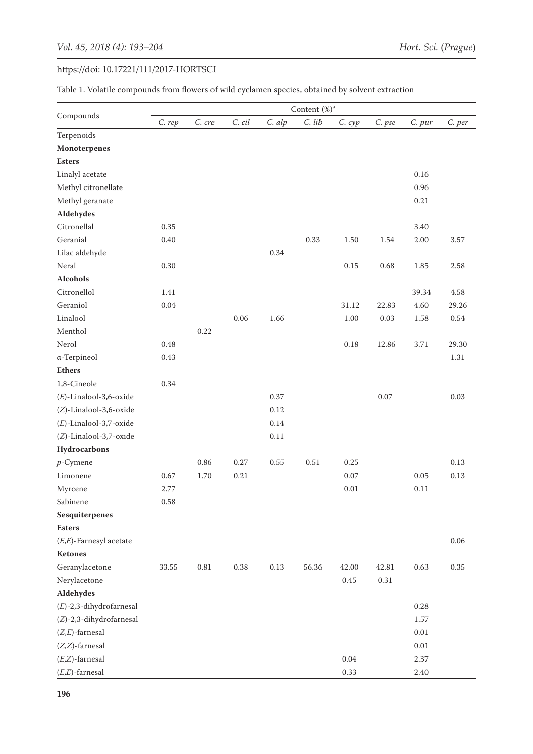https://doi: 10.17221/111/2017-HORTSCI

Table 1. Volatile compounds from flowers of wild cyclamen species, obtained by solvent extraction

| Compounds | Content (%)[a] | | | | | | | | |
|---|---|---|---|---|---|---|---|---|---|
| | *C. rep* | *C. cre* | *C. cil* | *C. alp* | *C. lib* | *C. cyp* | *C. pse* | *C. pur* | *C. per* |
| Terpenoids | | | | | | | | | |
| **Monoterpenes** | | | | | | | | | |
| **Esters** | | | | | | | | | |
| Linalyl acetate | | | | | | | | 0.16 | |
| Methyl citronellate | | | | | | | | 0.96 | |
| Methyl geranate | | | | | | | | 0.21 | |
| **Aldehydes** | | | | | | | | | |
| Citronellal | 0.35 | | | | | | | 3.40 | |
| Geranial | 0.40 | | | | 0.33 | 1.50 | 1.54 | 2.00 | 3.57 |
| Lilac aldehyde | | | | 0.34 | | | | | |
| Neral | 0.30 | | | | | 0.15 | 0.68 | 1.85 | 2.58 |
| **Alcohols** | | | | | | | | | |
| Citronellol | 1.41 | | | | | | | 39.34 | 4.58 |
| Geraniol | 0.04 | | | | | 31.12 | 22.83 | 4.60 | 29.26 |
| Linalool | | | 0.06 | 1.66 | | 1.00 | 0.03 | 1.58 | 0.54 |
| Menthol | | 0.22 | | | | | | | |
| Nerol | 0.48 | | | | | 0.18 | 12.86 | 3.71 | 29.30 |
| α-Terpineol | 0.43 | | | | | | | | 1.31 |
| **Ethers** | | | | | | | | | |
| 1,8-Cineole | 0.34 | | | | | | | | |
| (*E*)-Linalool-3,6-oxide | | | | 0.37 | | | 0.07 | | 0.03 |
| (*Z*)-Linalool-3,6-oxide | | | | 0.12 | | | | | |
| (*E*)-Linalool-3,7-oxide | | | | 0.14 | | | | | |
| (*Z*)-Linalool-3,7-oxide | | | | 0.11 | | | | | |
| **Hydrocarbons** | | | | | | | | | |
| *p*-Cymene | | 0.86 | 0.27 | 0.55 | 0.51 | 0.25 | | | 0.13 |
| Limonene | 0.67 | 1.70 | 0.21 | | | 0.07 | | 0.05 | 0.13 |
| Myrcene | 2.77 | | | | | 0.01 | | 0.11 | |
| Sabinene | 0.58 | | | | | | | | |
| **Sesquiterpenes** | | | | | | | | | |
| **Esters** | | | | | | | | | |
| (*E,E*)-Farnesyl acetate | | | | | | | | | 0.06 |
| **Ketones** | | | | | | | | | |
| Geranylacetone | 33.55 | 0.81 | 0.38 | 0.13 | 56.36 | 42.00 | 42.81 | 0.63 | 0.35 |
| Nerylacetone | | | | | | 0.45 | 0.31 | | |
| **Aldehydes** | | | | | | | | | |
| (*E*)-2,3-dihydrofarnesal | | | | | | | | 0.28 | |
| (*Z*)-2,3-dihydrofarnesal | | | | | | | | 1.57 | |
| (*Z,E*)-farnesal | | | | | | | | 0.01 | |
| (*Z,Z*)-farnesal | | | | | | | | 0.01 | |
| (*E,Z*)-farnesal | | | | | | 0.04 | | 2.37 | |
| (*E,E*)-farnesal | | | | | | 0.33 | | 2.40 | |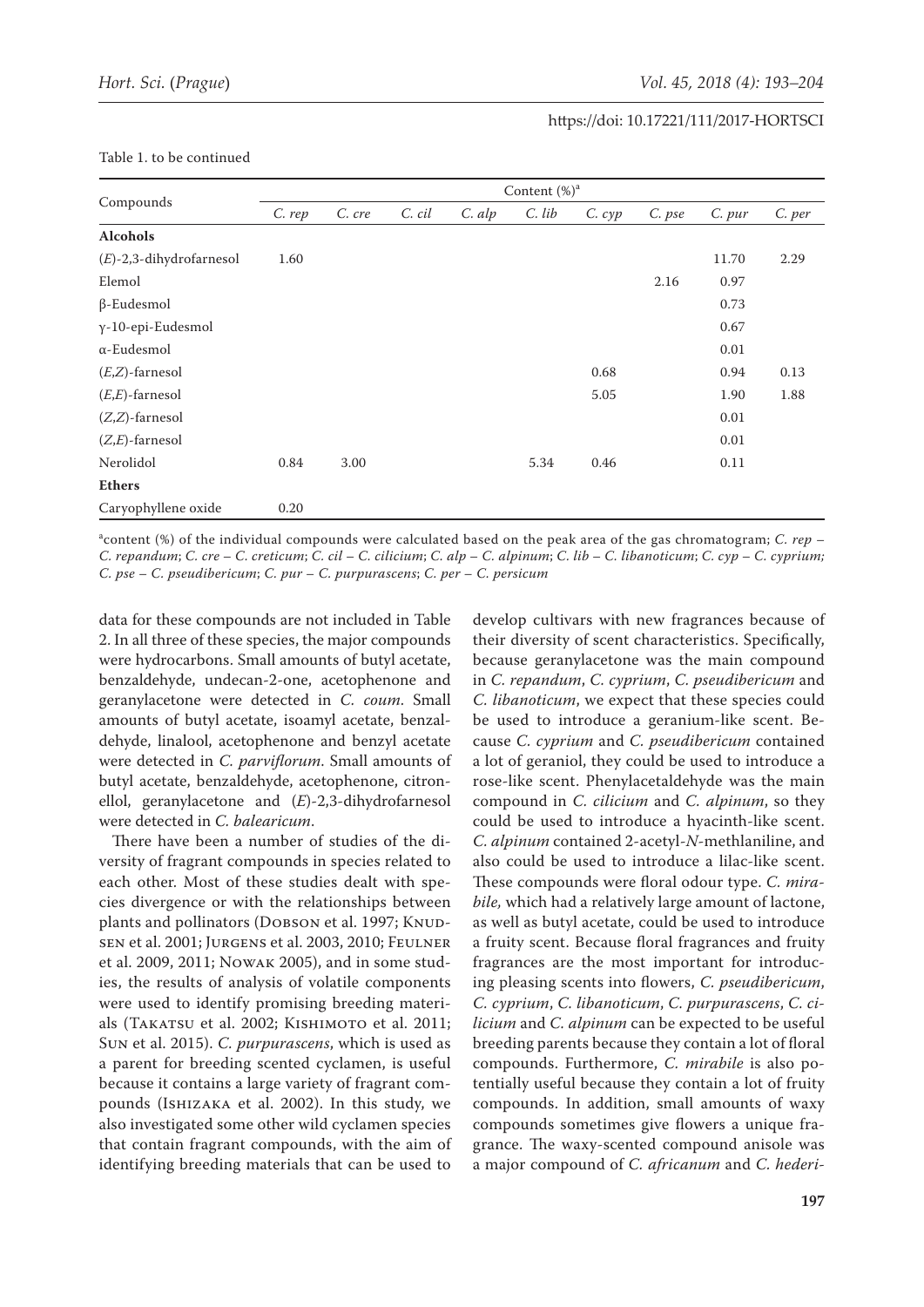Table 1. to be continued

| Compounds | Content (%)[a] | | | | | | | | |
|---|---|---|---|---|---|---|---|---|---|
| | *C. rep* | *C. cre* | *C. cil* | *C. alp* | *C. lib* | *C. cyp* | *C. pse* | *C. pur* | *C. per* |
| **Alcohols** | | | | | | | | | |
| (*E*)-2,3-dihydrofarnesol | 1.60 | | | | | | | 11.70 | 2.29 |
| Elemol | | | | | | | 2.16 | 0.97 | |
| β-Eudesmol | | | | | | | | 0.73 | |
| γ-10-epi-Eudesmol | | | | | | | | 0.67 | |
| α-Eudesmol | | | | | | | | 0.01 | |
| (*E,Z*)-farnesol | | | | | | 0.68 | | 0.94 | 0.13 |
| (*E,E*)-farnesol | | | | | | 5.05 | | 1.90 | 1.88 |
| (*Z,Z*)-farnesol | | | | | | | | 0.01 | |
| (*Z,E*)-farnesol | | | | | | | | 0.01 | |
| Nerolidol | 0.84 | 3.00 | | | 5.34 | 0.46 | | 0.11 | |
| **Ethers** | | | | | | | | | |
| Caryophyllene oxide | 0.20 | | | | | | | | |

[a]content (%) of the individual compounds were calculated based on the peak area of the gas chromatogram; *C. rep* – *C. repandum*; *C. cre* – *C. creticum*; *C. cil* – *C. cilicium*; *C. alp* – *C. alpinum*; *C. lib* – *C. libanoticum*; *C. cyp* – *C. cyprium; C. pse* – *C. pseudibericum*; *C. pur* – *C. purpurascens*; *C. per* – *C. persicum*

data for these compounds are not included in Table 2. In all three of these species, the major compounds were hydrocarbons. Small amounts of butyl acetate, benzaldehyde, undecan-2-one, acetophenone and geranylacetone were detected in *C. coum*. Small amounts of butyl acetate, isoamyl acetate, benzaldehyde, linalool, acetophenone and benzyl acetate were detected in *C. parviflorum*. Small amounts of butyl acetate, benzaldehyde, acetophenone, citronellol, geranylacetone and (*E*)-2,3-dihydrofarnesol were detected in *C. balearicum*.

There have been a number of studies of the diversity of fragrant compounds in species related to each other. Most of these studies dealt with species divergence or with the relationships between plants and pollinators (Dobson et al. 1997; Knudsen et al. 2001; Jurgens et al. 2003, 2010; Feulner et al. 2009, 2011; Nowak 2005), and in some studies, the results of analysis of volatile components were used to identify promising breeding materials (Takatsu et al. 2002; Kishimoto et al. 2011; Sun et al. 2015). *C. purpurascens*, which is used as a parent for breeding scented cyclamen, is useful because it contains a large variety of fragrant compounds (Ishizaka et al. 2002). In this study, we also investigated some other wild cyclamen species that contain fragrant compounds, with the aim of identifying breeding materials that can be used to develop cultivars with new fragrances because of their diversity of scent characteristics. Specifically, because geranylacetone was the main compound in *C. repandum*, *C. cyprium*, *C. pseudibericum* and *C. libanoticum*, we expect that these species could be used to introduce a geranium-like scent. Because *C. cyprium* and *C. pseudibericum* contained a lot of geraniol, they could be used to introduce a rose-like scent. Phenylacetaldehyde was the main compound in *C. cilicium* and *C. alpinum*, so they could be used to introduce a hyacinth-like scent. *C. alpinum* contained 2-acetyl-*N*-methlaniline, and also could be used to introduce a lilac-like scent. These compounds were floral odour type. *C. mirabile,* which had a relatively large amount of lactone, as well as butyl acetate, could be used to introduce a fruity scent. Because floral fragrances and fruity fragrances are the most important for introducing pleasing scents into flowers, *C. pseudibericum*, *C. cyprium*, *C. libanoticum*, *C. purpurascens*, *C. cilicium* and *C. alpinum* can be expected to be useful breeding parents because they contain a lot of floral compounds. Furthermore, *C. mirabile* is also potentially useful because they contain a lot of fruity compounds. In addition, small amounts of waxy compounds sometimes give flowers a unique fragrance. The waxy-scented compound anisole was a major compound of *C. africanum* and *C. hederi-*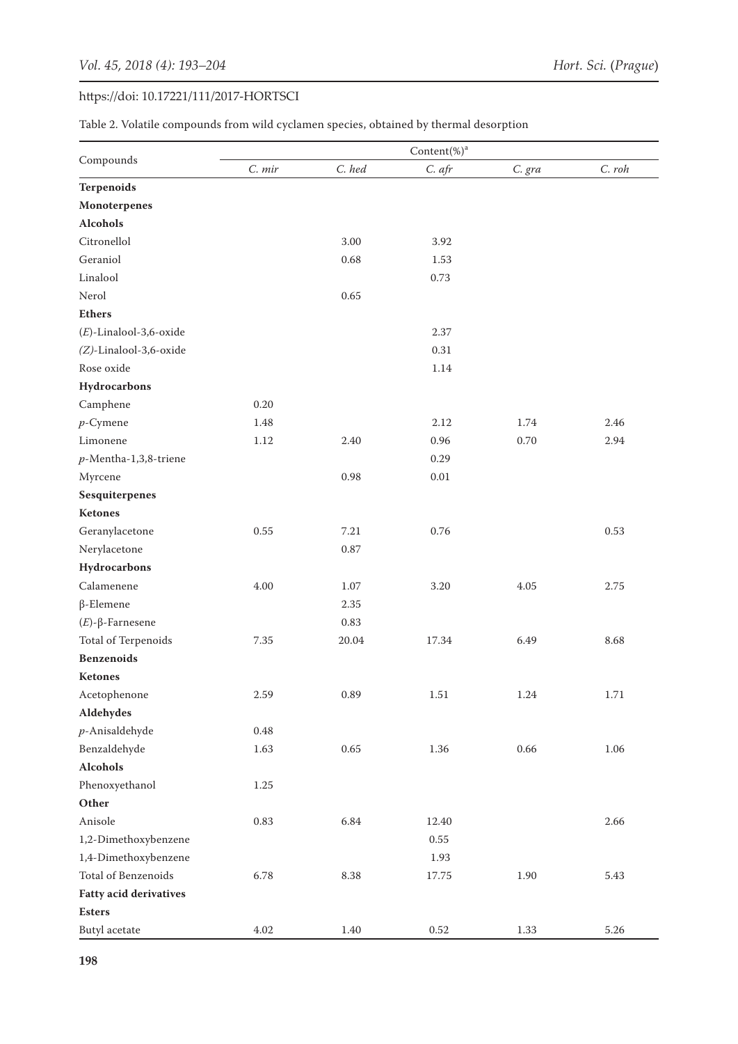https://doi: 10.17221/111/2017-HORTSCI

Table 2. Volatile compounds from wild cyclamen species, obtained by thermal desorption

| Compounds | Content(%)[a] | | | | |
|---|---|---|---|---|---|
| | *C. mir* | *C. hed* | *C. afr* | *C. gra* | *C. roh* |
| **Terpenoids** | | | | | |
| **Monoterpenes** | | | | | |
| **Alcohols** | | | | | |
| Citronellol | | 3.00 | 3.92 | | |
| Geraniol | | 0.68 | 1.53 | | |
| Linalool | | | 0.73 | | |
| Nerol | | 0.65 | | | |
| **Ethers** | | | | | |
| (*E*)-Linalool-3,6-oxide | | | 2.37 | | |
| (*Z*)-Linalool-3,6-oxide | | | 0.31 | | |
| Rose oxide | | | 1.14 | | |
| **Hydrocarbons** | | | | | |
| Camphene | 0.20 | | | | |
| *p*-Cymene | 1.48 | | 2.12 | 1.74 | 2.46 |
| Limonene | 1.12 | 2.40 | 0.96 | 0.70 | 2.94 |
| *p*-Mentha-1,3,8-triene | | | 0.29 | | |
| Myrcene | | 0.98 | 0.01 | | |
| **Sesquiterpenes** | | | | | |
| **Ketones** | | | | | |
| Geranylacetone | 0.55 | 7.21 | 0.76 | | 0.53 |
| Nerylacetone | | 0.87 | | | |
| **Hydrocarbons** | | | | | |
| Calamenene | 4.00 | 1.07 | 3.20 | 4.05 | 2.75 |
| β-Elemene | | 2.35 | | | |
| (*E*)-β-Farnesene | | 0.83 | | | |
| Total of Terpenoids | 7.35 | 20.04 | 17.34 | 6.49 | 8.68 |
| **Benzenoids** | | | | | |
| **Ketones** | | | | | |
| Acetophenone | 2.59 | 0.89 | 1.51 | 1.24 | 1.71 |
| **Aldehydes** | | | | | |
| *p*-Anisaldehyde | 0.48 | | | | |
| Benzaldehyde | 1.63 | 0.65 | 1.36 | 0.66 | 1.06 |
| **Alcohols** | | | | | |
| Phenoxyethanol | 1.25 | | | | |
| **Other** | | | | | |
| Anisole | 0.83 | 6.84 | 12.40 | | 2.66 |
| 1,2-Dimethoxybenzene | | | 0.55 | | |
| 1,4-Dimethoxybenzene | | | 1.93 | | |
| Total of Benzenoids | 6.78 | 8.38 | 17.75 | 1.90 | 5.43 |
| **Fatty acid derivatives** | | | | | |
| **Esters** | | | | | |
| Butyl acetate | 4.02 | 1.40 | 0.52 | 1.33 | 5.26 |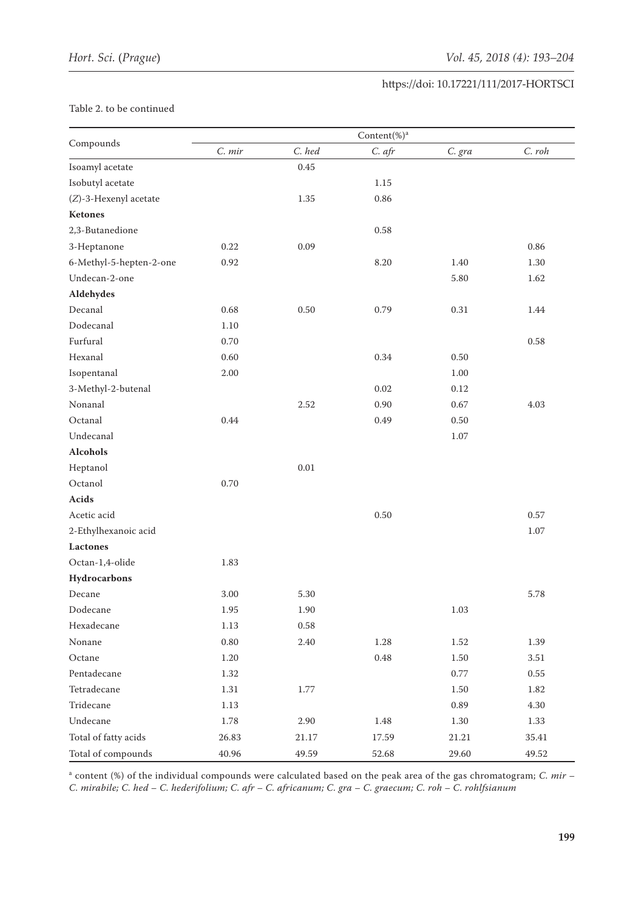Table 2. to be continued

| Compounds | Content(%)[a] | | | | |
|---|---|---|---|---|---|
| | *C. mir* | *C. hed* | *C. afr* | *C. gra* | *C. roh* |
| Isoamyl acetate | | 0.45 | | | |
| Isobutyl acetate | | | 1.15 | | |
| (*Z*)-3-Hexenyl acetate | | 1.35 | 0.86 | | |
| **Ketones** | | | | | |
| 2,3-Butanedione | | | 0.58 | | |
| 3-Heptanone | 0.22 | 0.09 | | | 0.86 |
| 6-Methyl-5-hepten-2-one | 0.92 | | 8.20 | 1.40 | 1.30 |
| Undecan-2-one | | | | 5.80 | 1.62 |
| **Aldehydes** | | | | | |
| Decanal | 0.68 | 0.50 | 0.79 | 0.31 | 1.44 |
| Dodecanal | 1.10 | | | | |
| Furfural | 0.70 | | | | 0.58 |
| Hexanal | 0.60 | | 0.34 | 0.50 | |
| Isopentanal | 2.00 | | | 1.00 | |
| 3-Methyl-2-butenal | | | 0.02 | 0.12 | |
| Nonanal | | 2.52 | 0.90 | 0.67 | 4.03 |
| Octanal | 0.44 | | 0.49 | 0.50 | |
| Undecanal | | | | 1.07 | |
| **Alcohols** | | | | | |
| Heptanol | | 0.01 | | | |
| Octanol | 0.70 | | | | |
| **Acids** | | | | | |
| Acetic acid | | | 0.50 | | 0.57 |
| 2-Ethylhexanoic acid | | | | | 1.07 |
| **Lactones** | | | | | |
| Octan-1,4-olide | 1.83 | | | | |
| **Hydrocarbons** | | | | | |
| Decane | 3.00 | 5.30 | | | 5.78 |
| Dodecane | 1.95 | 1.90 | | 1.03 | |
| Hexadecane | 1.13 | 0.58 | | | |
| Nonane | 0.80 | 2.40 | 1.28 | 1.52 | 1.39 |
| Octane | 1.20 | | 0.48 | 1.50 | 3.51 |
| Pentadecane | 1.32 | | | 0.77 | 0.55 |
| Tetradecane | 1.31 | 1.77 | | 1.50 | 1.82 |
| Tridecane | 1.13 | | | 0.89 | 4.30 |
| Undecane | 1.78 | 2.90 | 1.48 | 1.30 | 1.33 |
| Total of fatty acids | 26.83 | 21.17 | 17.59 | 21.21 | 35.41 |
| Total of compounds | 40.96 | 49.59 | 52.68 | 29.60 | 49.52 |

[a] content (%) of the individual compounds were calculated based on the peak area of the gas chromatogram; *C. mir* – *C. mirabile; C. hed* – *C. hederifolium; C. afr* – *C. africanum; C. gra* – *C. graecum; C. roh* – *C. rohlfsianum*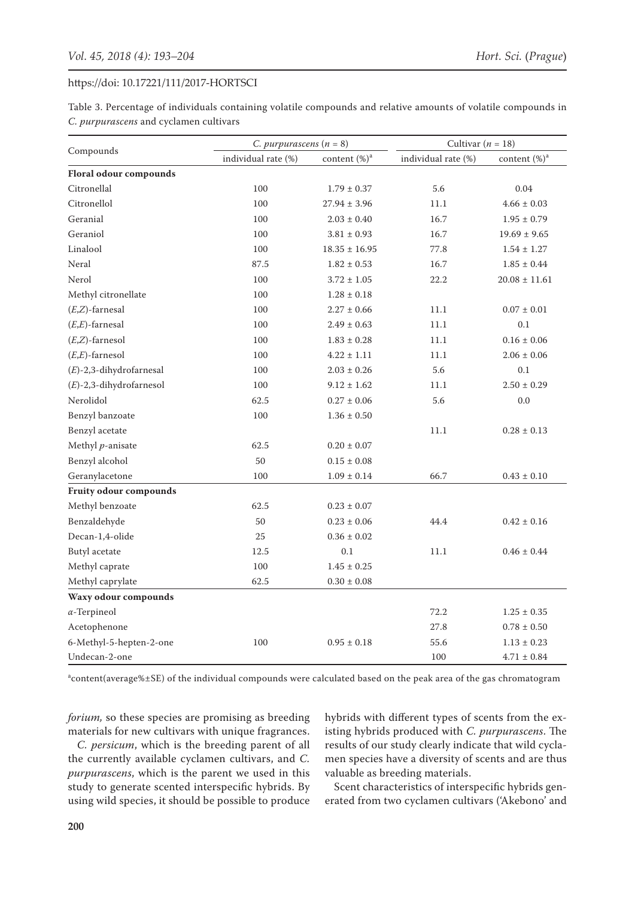Table 3. Percentage of individuals containing volatile compounds and relative amounts of volatile compounds in *C. purpurascens* and cyclamen cultivars

| Compounds | *C. purpurascens* ($n$ = 8) | | Cultivar ($n$ = 18) | |
|---|---|---|---|---|
| | individual rate (%) | content (%)[a] | individual rate (%) | content (%)[a] |
| **Floral odour compounds** | | | | |
| Citronellal | 100 | 1.79 ± 0.37 | 5.6 | 0.04 |
| Citronellol | 100 | 27.94 ± 3.96 | 11.1 | 4.66 ± 0.03 |
| Geranial | 100 | 2.03 ± 0.40 | 16.7 | 1.95 ± 0.79 |
| Geraniol | 100 | 3.81 ± 0.93 | 16.7 | 19.69 ± 9.65 |
| Linalool | 100 | 18.35 ± 16.95 | 77.8 | 1.54 ± 1.27 |
| Neral | 87.5 | 1.82 ± 0.53 | 16.7 | 1.85 ± 0.44 |
| Nerol | 100 | 3.72 ± 1.05 | 22.2 | 20.08 ± 11.61 |
| Methyl citronellate | 100 | 1.28 ± 0.18 | | |
| (*E*,*Z*)-farnesal | 100 | 2.27 ± 0.66 | 11.1 | 0.07 ± 0.01 |
| (*E*,*E*)-farnesal | 100 | 2.49 ± 0.63 | 11.1 | 0.1 |
| (*E*,*Z*)-farnesol | 100 | 1.83 ± 0.28 | 11.1 | 0.16 ± 0.06 |
| (*E*,*E*)-farnesol | 100 | 4.22 ± 1.11 | 11.1 | 2.06 ± 0.06 |
| (*E*)-2,3-dihydrofarnesal | 100 | 2.03 ± 0.26 | 5.6 | 0.1 |
| (*E*)-2,3-dihydrofarnesol | 100 | 9.12 ± 1.62 | 11.1 | 2.50 ± 0.29 |
| Nerolidol | 62.5 | 0.27 ± 0.06 | 5.6 | 0.0 |
| Benzyl banzoate | 100 | 1.36 ± 0.50 | | |
| Benzyl acetate | | | 11.1 | 0.28 ± 0.13 |
| Methyl *p*-anisate | 62.5 | 0.20 ± 0.07 | | |
| Benzyl alcohol | 50 | 0.15 ± 0.08 | | |
| Geranylacetone | 100 | 1.09 ± 0.14 | 66.7 | 0.43 ± 0.10 |
| **Fruity odour compounds** | | | | |
| Methyl benzoate | 62.5 | 0.23 ± 0.07 | | |
| Benzaldehyde | 50 | 0.23 ± 0.06 | 44.4 | 0.42 ± 0.16 |
| Decan-1,4-olide | 25 | 0.36 ± 0.02 | | |
| Butyl acetate | 12.5 | 0.1 | 11.1 | 0.46 ± 0.44 |
| Methyl caprate | 100 | 1.45 ± 0.25 | | |
| Methyl caprylate | 62.5 | 0.30 ± 0.08 | | |
| **Waxy odour compounds** | | | | |
| $\alpha$-Terpineol | | | 72.2 | 1.25 ± 0.35 |
| Acetophenone | | | 27.8 | 0.78 ± 0.50 |
| 6-Methyl-5-hepten-2-one | 100 | 0.95 ± 0.18 | 55.6 | 1.13 ± 0.23 |
| Undecan-2-one | | | 100 | 4.71 ± 0.84 |

[a]content(average%±SE) of the individual compounds were calculated based on the peak area of the gas chromatogram

*forium,* so these species are promising as breeding materials for new cultivars with unique fragrances.

*C. persicum*, which is the breeding parent of all the currently available cyclamen cultivars, and *C. purpurascens*, which is the parent we used in this study to generate scented interspecific hybrids. By using wild species, it should be possible to produce hybrids with different types of scents from the existing hybrids produced with *C. purpurascens*. The results of our study clearly indicate that wild cyclamen species have a diversity of scents and are thus valuable as breeding materials.

Scent characteristics of interspecific hybrids generated from two cyclamen cultivars ('Akebono' and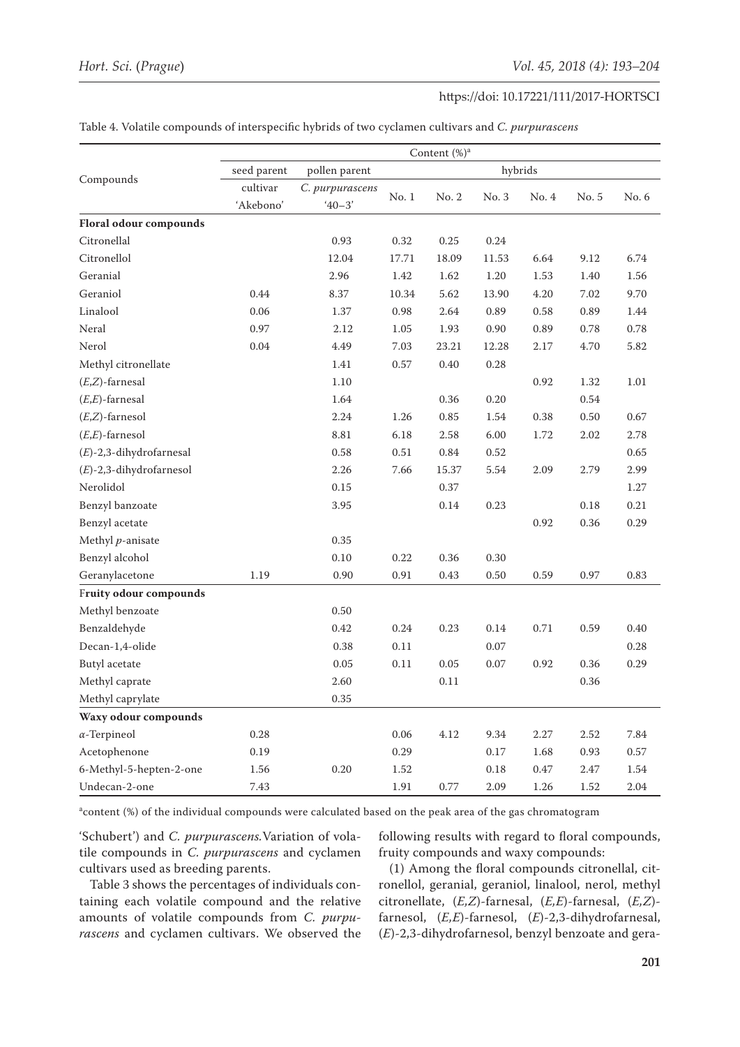Table 4. Volatile compounds of interspecific hybrids of two cyclamen cultivars and *C. purpurascens*

| Compounds | Content (%)[a] | | | | | | | |
|---|---|---|---|---|---|---|---|---|
| | seed parent | pollen parent | hybrids | | | | | |
| | cultivar 'Akebono' | *C. purpurascens* '40–3' | No. 1 | No. 2 | No. 3 | No. 4 | No. 5 | No. 6 |
| **Floral odour compounds** | | | | | | | | |
| Citronellal | | 0.93 | 0.32 | 0.25 | 0.24 | | | |
| Citronellol | | 12.04 | 17.71 | 18.09 | 11.53 | 6.64 | 9.12 | 6.74 |
| Geranial | | 2.96 | 1.42 | 1.62 | 1.20 | 1.53 | 1.40 | 1.56 |
| Geraniol | 0.44 | 8.37 | 10.34 | 5.62 | 13.90 | 4.20 | 7.02 | 9.70 |
| Linalool | 0.06 | 1.37 | 0.98 | 2.64 | 0.89 | 0.58 | 0.89 | 1.44 |
| Neral | 0.97 | 2.12 | 1.05 | 1.93 | 0.90 | 0.89 | 0.78 | 0.78 |
| Nerol | 0.04 | 4.49 | 7.03 | 23.21 | 12.28 | 2.17 | 4.70 | 5.82 |
| Methyl citronellate | | 1.41 | 0.57 | 0.40 | 0.28 | | | |
| (*E,Z*)-farnesal | | 1.10 | | | | 0.92 | 1.32 | 1.01 |
| (*E,E*)-farnesal | | 1.64 | | 0.36 | 0.20 | | 0.54 | |
| (*E,Z*)-farnesol | | 2.24 | 1.26 | 0.85 | 1.54 | 0.38 | 0.50 | 0.67 |
| (*E,E*)-farnesol | | 8.81 | 6.18 | 2.58 | 6.00 | 1.72 | 2.02 | 2.78 |
| (*E*)-2,3-dihydrofarnesal | | 0.58 | 0.51 | 0.84 | 0.52 | | | 0.65 |
| (*E*)-2,3-dihydrofarnesol | | 2.26 | 7.66 | 15.37 | 5.54 | 2.09 | 2.79 | 2.99 |
| Nerolidol | | 0.15 | | 0.37 | | | | 1.27 |
| Benzyl banzoate | | 3.95 | | 0.14 | 0.23 | | 0.18 | 0.21 |
| Benzyl acetate | | | | | | 0.92 | 0.36 | 0.29 |
| Methyl *p*-anisate | | 0.35 | | | | | | |
| Benzyl alcohol | | 0.10 | 0.22 | 0.36 | 0.30 | | | |
| Geranylacetone | 1.19 | 0.90 | 0.91 | 0.43 | 0.50 | 0.59 | 0.97 | 0.83 |
| **Fruity odour compounds** | | | | | | | | |
| Methyl benzoate | | 0.50 | | | | | | |
| Benzaldehyde | | 0.42 | 0.24 | 0.23 | 0.14 | 0.71 | 0.59 | 0.40 |
| Decan-1,4-olide | | 0.38 | 0.11 | | 0.07 | | | 0.28 |
| Butyl acetate | | 0.05 | 0.11 | 0.05 | 0.07 | 0.92 | 0.36 | 0.29 |
| Methyl caprate | | 2.60 | | 0.11 | | | 0.36 | |
| Methyl caprylate | | 0.35 | | | | | | |
| **Waxy odour compounds** | | | | | | | | |
| *α*-Terpineol | 0.28 | | 0.06 | 4.12 | 9.34 | 2.27 | 2.52 | 7.84 |
| Acetophenone | 0.19 | | 0.29 | | 0.17 | 1.68 | 0.93 | 0.57 |
| 6-Methyl-5-hepten-2-one | 1.56 | 0.20 | 1.52 | | 0.18 | 0.47 | 2.47 | 1.54 |
| Undecan-2-one | 7.43 | | 1.91 | 0.77 | 2.09 | 1.26 | 1.52 | 2.04 |

[a]content (%) of the individual compounds were calculated based on the peak area of the gas chromatogram

'Schubert') and *C. purpurascens.*Variation of volatile compounds in *C. purpurascens* and cyclamen cultivars used as breeding parents.

Table 3 shows the percentages of individuals containing each volatile compound and the relative amounts of volatile compounds from *C. purpurascens* and cyclamen cultivars. We observed the following results with regard to floral compounds, fruity compounds and waxy compounds:

(1) Among the floral compounds citronellal, citronellol, geranial, geraniol, linalool, nerol, methyl citronellate, (*E,Z*)-farnesal, (*E,E*)-farnesal, (*E,Z*)-farnesol, (*E,E*)-farnesol, (*E*)-2,3-dihydrofarnesal, (*E*)-2,3-dihydrofarnesol, benzyl benzoate and gera-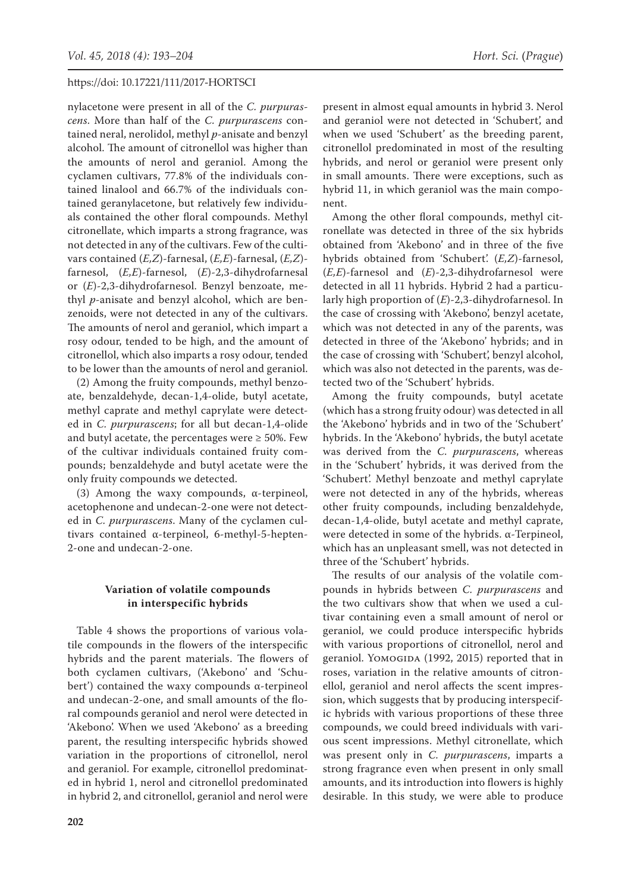nylacetone were present in all of the *C. purpurascens*. More than half of the *C. purpurascens* contained neral, nerolidol, methyl *p*-anisate and benzyl alcohol. The amount of citronellol was higher than the amounts of nerol and geraniol. Among the cyclamen cultivars, 77.8% of the individuals contained linalool and 66.7% of the individuals contained geranylacetone, but relatively few individuals contained the other floral compounds. Methyl citronellate, which imparts a strong fragrance, was not detected in any of the cultivars. Few of the cultivars contained (*E,Z*)-farnesal, (*E,E*)-farnesal, (*E,Z*)-farnesol, (*E,E*)-farnesol, (*E*)-2,3-dihydrofarnesal or (*E*)-2,3-dihydrofarnesol. Benzyl benzoate, methyl *p*-anisate and benzyl alcohol, which are benzenoids, were not detected in any of the cultivars. The amounts of nerol and geraniol, which impart a rosy odour, tended to be high, and the amount of citronellol, which also imparts a rosy odour, tended to be lower than the amounts of nerol and geraniol.

(2) Among the fruity compounds, methyl benzoate, benzaldehyde, decan-1,4-olide, butyl acetate, methyl caprate and methyl caprylate were detected in *C. purpurascens*; for all but decan-1,4-olide and butyl acetate, the percentages were ≥ 50%. Few of the cultivar individuals contained fruity compounds; benzaldehyde and butyl acetate were the only fruity compounds we detected.

(3) Among the waxy compounds, α-terpineol, acetophenone and undecan-2-one were not detected in *C. purpurascens*. Many of the cyclamen cultivars contained α-terpineol, 6-methyl-5-hepten-2-one and undecan-2-one.

### Variation of volatile compounds in interspecific hybrids

Table 4 shows the proportions of various volatile compounds in the flowers of the interspecific hybrids and the parent materials. The flowers of both cyclamen cultivars, ('Akebono' and 'Schubert') contained the waxy compounds α-terpineol and undecan-2-one, and small amounts of the floral compounds geraniol and nerol were detected in 'Akebono'. When we used 'Akebono' as a breeding parent, the resulting interspecific hybrids showed variation in the proportions of citronellol, nerol and geraniol. For example, citronellol predominated in hybrid 1, nerol and citronellol predominated in hybrid 2, and citronellol, geraniol and nerol were present in almost equal amounts in hybrid 3. Nerol and geraniol were not detected in 'Schubert', and when we used 'Schubert' as the breeding parent, citronellol predominated in most of the resulting hybrids, and nerol or geraniol were present only in small amounts. There were exceptions, such as hybrid 11, in which geraniol was the main component.

Among the other floral compounds, methyl citronellate was detected in three of the six hybrids obtained from 'Akebono' and in three of the five hybrids obtained from 'Schubert'. (*E,Z*)-farnesol, (*E,E*)-farnesol and (*E*)-2,3-dihydrofarnesol were detected in all 11 hybrids. Hybrid 2 had a particularly high proportion of (*E*)-2,3-dihydrofarnesol. In the case of crossing with 'Akebono', benzyl acetate, which was not detected in any of the parents, was detected in three of the 'Akebono' hybrids; and in the case of crossing with 'Schubert', benzyl alcohol, which was also not detected in the parents, was detected two of the 'Schubert' hybrids.

Among the fruity compounds, butyl acetate (which has a strong fruity odour) was detected in all the 'Akebono' hybrids and in two of the 'Schubert' hybrids. In the 'Akebono' hybrids, the butyl acetate was derived from the *C. purpurascens*, whereas in the 'Schubert' hybrids, it was derived from the 'Schubert'. Methyl benzoate and methyl caprylate were not detected in any of the hybrids, whereas other fruity compounds, including benzaldehyde, decan-1,4-olide, butyl acetate and methyl caprate, were detected in some of the hybrids. α-Terpineol, which has an unpleasant smell, was not detected in three of the 'Schubert' hybrids.

The results of our analysis of the volatile compounds in hybrids between *C. purpurascens* and the two cultivars show that when we used a cultivar containing even a small amount of nerol or geraniol, we could produce interspecific hybrids with various proportions of citronellol, nerol and geraniol. Yomogida (1992, 2015) reported that in roses, variation in the relative amounts of citronellol, geraniol and nerol affects the scent impression, which suggests that by producing interspecific hybrids with various proportions of these three compounds, we could breed individuals with various scent impressions. Methyl citronellate, which was present only in *C. purpurascens*, imparts a strong fragrance even when present in only small amounts, and its introduction into flowers is highly desirable. In this study, we were able to produce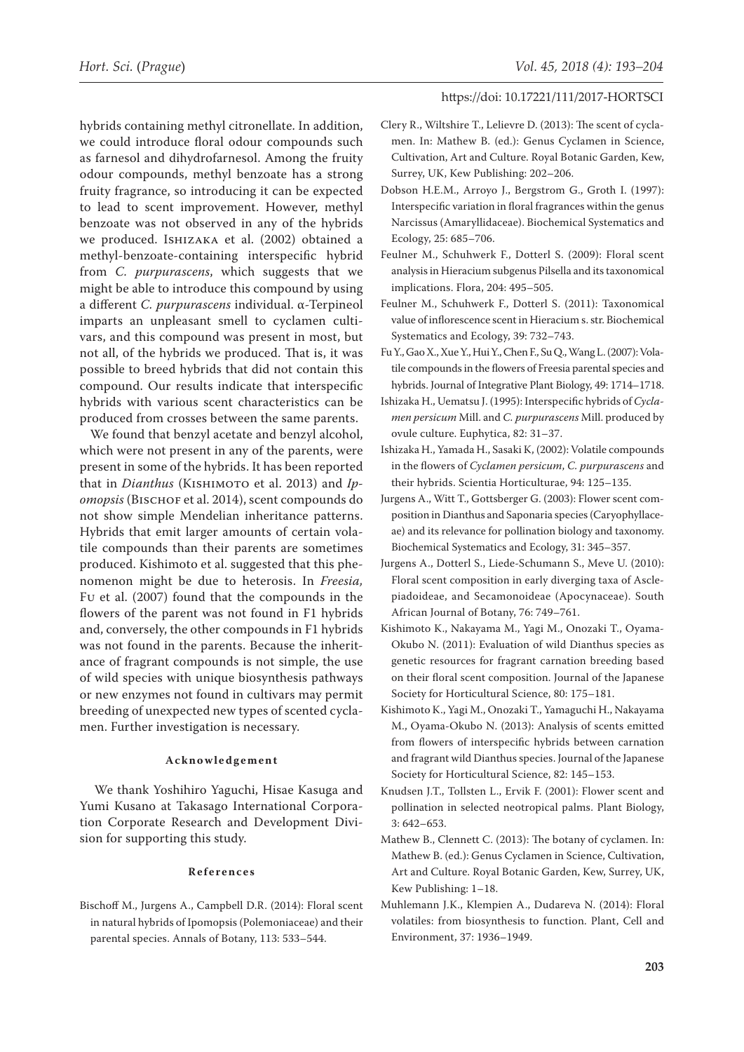hybrids containing methyl citronellate. In addition, we could introduce floral odour compounds such as farnesol and dihydrofarnesol. Among the fruity odour compounds, methyl benzoate has a strong fruity fragrance, so introducing it can be expected to lead to scent improvement. However, methyl benzoate was not observed in any of the hybrids we produced. Ishizaka et al. (2002) obtained a methyl-benzoate-containing interspecific hybrid from *C. purpurascens*, which suggests that we might be able to introduce this compound by using a different *C. purpurascens* individual. α-Terpineol imparts an unpleasant smell to cyclamen cultivars, and this compound was present in most, but not all, of the hybrids we produced. That is, it was possible to breed hybrids that did not contain this compound. Our results indicate that interspecific hybrids with various scent characteristics can be produced from crosses between the same parents.

We found that benzyl acetate and benzyl alcohol, which were not present in any of the parents, were present in some of the hybrids. It has been reported that in *Dianthus* (Kishimoto et al. 2013) and *Ipomopsis* (Bischof et al. 2014), scent compounds do not show simple Mendelian inheritance patterns. Hybrids that emit larger amounts of certain volatile compounds than their parents are sometimes produced. Kishimoto et al. suggested that this phenomenon might be due to heterosis. In *Freesia,* Fu et al. (2007) found that the compounds in the flowers of the parent was not found in F1 hybrids and, conversely, the other compounds in F1 hybrids was not found in the parents. Because the inheritance of fragrant compounds is not simple, the use of wild species with unique biosynthesis pathways or new enzymes not found in cultivars may permit breeding of unexpected new types of scented cyclamen. Further investigation is necessary.

#### Acknowledgement

We thank Yoshihiro Yaguchi, Hisae Kasuga and Yumi Kusano at Takasago International Corporation Corporate Research and Development Division for supporting this study.

#### References

Bischoff M., Jurgens A., Campbell D.R. (2014): Floral scent in natural hybrids of Ipomopsis (Polemoniaceae) and their parental species. Annals of Botany, 113: 533–544.

Clery R., Wiltshire T., Lelievre D. (2013): The scent of cyclamen. In: Mathew B. (ed.): Genus Cyclamen in Science, Cultivation, Art and Culture. Royal Botanic Garden, Kew, Surrey, UK, Kew Publishing: 202–206.

Dobson H.E.M., Arroyo J., Bergstrom G., Groth I. (1997): Interspecific variation in floral fragrances within the genus Narcissus (Amaryllidaceae). Biochemical Systematics and Ecology, 25: 685–706.

Feulner M., Schuhwerk F., Dotterl S. (2009): Floral scent analysis in Hieracium subgenus Pilsella and its taxonomical implications. Flora, 204: 495–505.

Feulner M., Schuhwerk F., Dotterl S. (2011): Taxonomical value of inflorescence scent in Hieracium s. str. Biochemical Systematics and Ecology, 39: 732–743.

Fu Y., Gao X., Xue Y., Hui Y., Chen F., Su Q., Wang L. (2007): Volatile compounds in the flowers of Freesia parental species and hybrids. Journal of Integrative Plant Biology, 49: 1714–1718.

Ishizaka H., Uematsu J. (1995): Interspecific hybrids of *Cyclamen persicum* Mill. and *C. purpurascens* Mill. produced by ovule culture. Euphytica, 82: 31–37.

Ishizaka H., Yamada H., Sasaki K, (2002): Volatile compounds in the flowers of *Cyclamen persicum*, *C. purpurascens* and their hybrids. Scientia Horticulturae, 94: 125–135.

Jurgens A., Witt T., Gottsberger G. (2003): Flower scent composition in Dianthus and Saponaria species (Caryophyllaceae) and its relevance for pollination biology and taxonomy. Biochemical Systematics and Ecology, 31: 345–357.

Jurgens A., Dotterl S., Liede-Schumann S., Meve U. (2010): Floral scent composition in early diverging taxa of Asclepiadoideae, and Secamonoideae (Apocynaceae). South African Journal of Botany, 76: 749–761.

Kishimoto K., Nakayama M., Yagi M., Onozaki T., Oyama-Okubo N. (2011): Evaluation of wild Dianthus species as genetic resources for fragrant carnation breeding based on their floral scent composition. Journal of the Japanese Society for Horticultural Science, 80: 175–181.

Kishimoto K., Yagi M., Onozaki T., Yamaguchi H., Nakayama M., Oyama-Okubo N. (2013): Analysis of scents emitted from flowers of interspecific hybrids between carnation and fragrant wild Dianthus species. Journal of the Japanese Society for Horticultural Science, 82: 145–153.

Knudsen J.T., Tollsten L., Ervik F. (2001): Flower scent and pollination in selected neotropical palms. Plant Biology, 3: 642–653.

Mathew B., Clennett C. (2013): The botany of cyclamen. In: Mathew B. (ed.): Genus Cyclamen in Science, Cultivation, Art and Culture. Royal Botanic Garden, Kew, Surrey, UK, Kew Publishing: 1–18.

Muhlemann J.K., Klempien A., Dudareva N. (2014): Floral volatiles: from biosynthesis to function. Plant, Cell and Environment, 37: 1936–1949.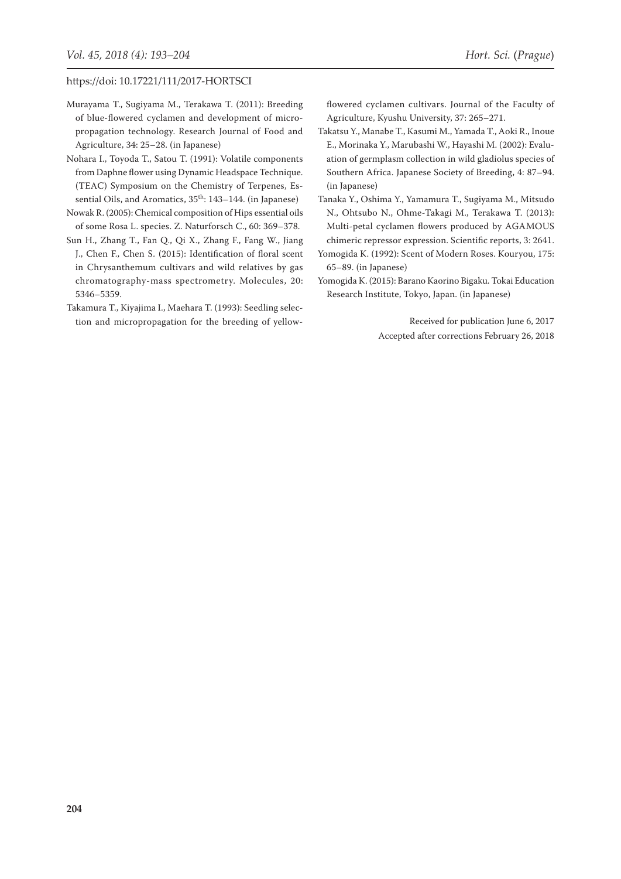Murayama T., Sugiyama M., Terakawa T. (2011): Breeding of blue-flowered cyclamen and development of micropropagation technology. Research Journal of Food and Agriculture, 34: 25–28. (in Japanese)

Nohara I., Toyoda T., Satou T. (1991): Volatile components from Daphne flower using Dynamic Headspace Technique. (TEAC) Symposium on the Chemistry of Terpenes, Essential Oils, and Aromatics, 35$^{th}$: 143–144. (in Japanese)

Nowak R. (2005): Chemical composition of Hips essential oils of some Rosa L. species. Z. Naturforsch C., 60: 369–378.

Sun H., Zhang T., Fan Q., Qi X., Zhang F., Fang W., Jiang J., Chen F., Chen S. (2015): Identification of floral scent in Chrysanthemum cultivars and wild relatives by gas chromatography-mass spectrometry. Molecules, 20: 5346–5359.

Takamura T., Kiyajima I., Maehara T. (1993): Seedling selection and micropropagation for the breeding of yellow-flowered cyclamen cultivars. Journal of the Faculty of Agriculture, Kyushu University, 37: 265–271.

Takatsu Y., Manabe T., Kasumi M., Yamada T., Aoki R., Inoue E., Morinaka Y., Marubashi W., Hayashi M. (2002): Evaluation of germplasm collection in wild gladiolus species of Southern Africa. Japanese Society of Breeding, 4: 87–94. (in Japanese)

Tanaka Y., Oshima Y., Yamamura T., Sugiyama M., Mitsudo N., Ohtsubo N., Ohme-Takagi M., Terakawa T. (2013): Multi-petal cyclamen flowers produced by AGAMOUS chimeric repressor expression. Scientific reports, 3: 2641.

Yomogida K. (1992): Scent of Modern Roses. Kouryou, 175: 65–89. (in Japanese)

Yomogida K. (2015): Barano Kaorino Bigaku. Tokai Education Research Institute, Tokyo, Japan. (in Japanese)

Received for publication June 6, 2017

Accepted after corrections February 26, 2018